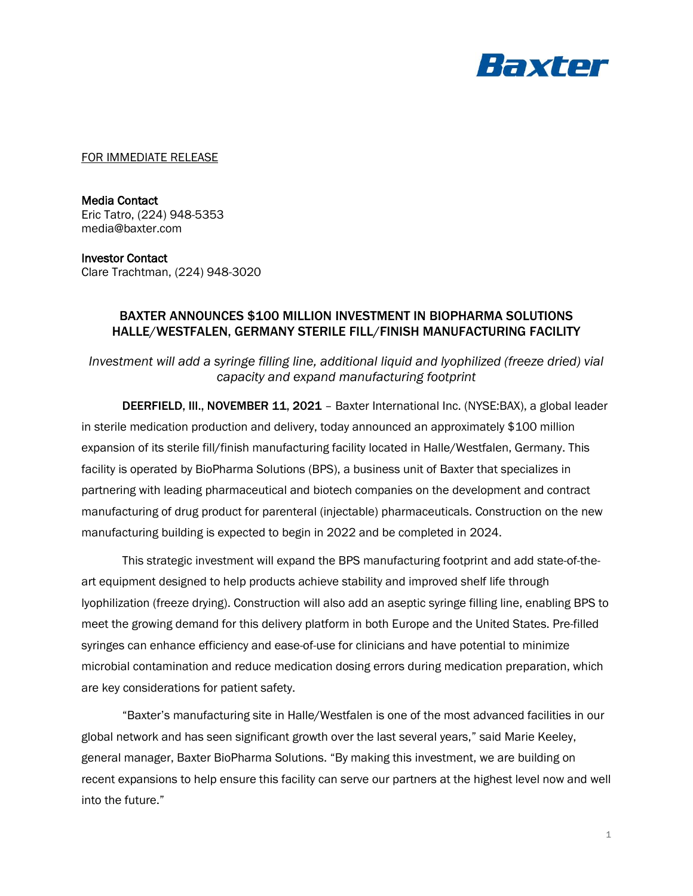Baxter

FOR IMMEDIATE RELEASE

**Media Contact**
Eric Tatro, (224) 948-5353
media@baxter.com

**Investor Contact**
Clare Trachtman, (224) 948-3020

# BAXTER ANNOUNCES $100 MILLION INVESTMENT IN BIOPHARMA SOLUTIONS HALLE/WESTFALEN, GERMANY STERILE FILL/FINISH MANUFACTURING FACILITY

*Investment will add a syringe filling line, additional liquid and lyophilized (freeze dried) vial capacity and expand manufacturing footprint*

**DEERFIELD, Ill., NOVEMBER 11, 2021** – Baxter International Inc. (NYSE:BAX), a global leader in sterile medication production and delivery, today announced an approximately $100 million expansion of its sterile fill/finish manufacturing facility located in Halle/Westfalen, Germany. This facility is operated by BioPharma Solutions (BPS), a business unit of Baxter that specializes in partnering with leading pharmaceutical and biotech companies on the development and contract manufacturing of drug product for parenteral (injectable) pharmaceuticals. Construction on the new manufacturing building is expected to begin in 2022 and be completed in 2024.

This strategic investment will expand the BPS manufacturing footprint and add state-of-the-art equipment designed to help products achieve stability and improved shelf life through lyophilization (freeze drying). Construction will also add an aseptic syringe filling line, enabling BPS to meet the growing demand for this delivery platform in both Europe and the United States. Pre-filled syringes can enhance efficiency and ease-of-use for clinicians and have potential to minimize microbial contamination and reduce medication dosing errors during medication preparation, which are key considerations for patient safety.

"Baxter's manufacturing site in Halle/Westfalen is one of the most advanced facilities in our global network and has seen significant growth over the last several years," said Marie Keeley, general manager, Baxter BioPharma Solutions. "By making this investment, we are building on recent expansions to help ensure this facility can serve our partners at the highest level now and well into the future."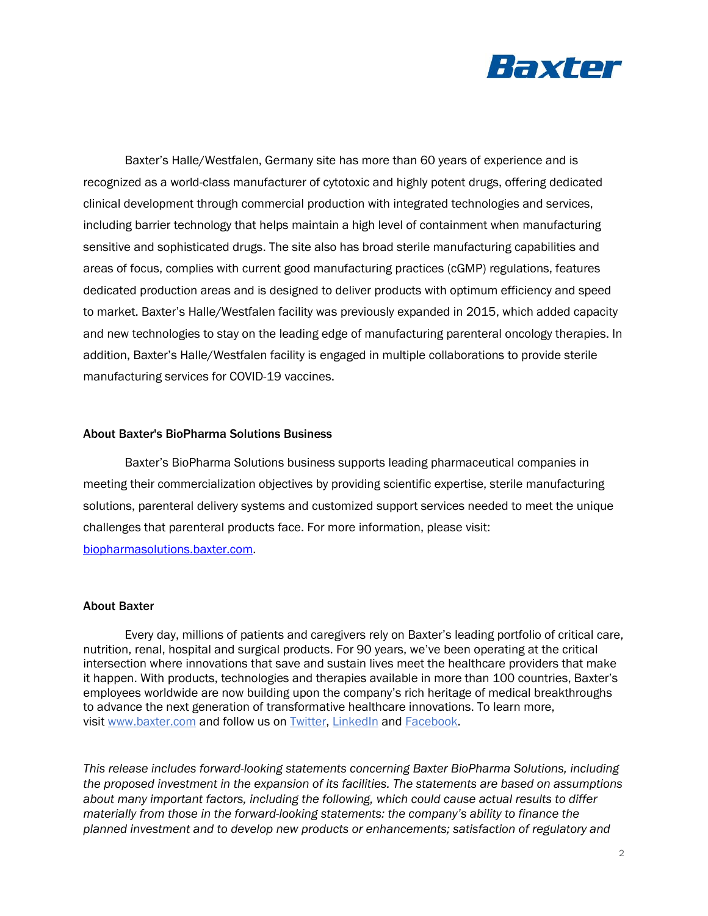Baxter's Halle/Westfalen, Germany site has more than 60 years of experience and is recognized as a world-class manufacturer of cytotoxic and highly potent drugs, offering dedicated clinical development through commercial production with integrated technologies and services, including barrier technology that helps maintain a high level of containment when manufacturing sensitive and sophisticated drugs. The site also has broad sterile manufacturing capabilities and areas of focus, complies with current good manufacturing practices (cGMP) regulations, features dedicated production areas and is designed to deliver products with optimum efficiency and speed to market. Baxter's Halle/Westfalen facility was previously expanded in 2015, which added capacity and new technologies to stay on the leading edge of manufacturing parenteral oncology therapies. In addition, Baxter's Halle/Westfalen facility is engaged in multiple collaborations to provide sterile manufacturing services for COVID-19 vaccines.

**About Baxter's BioPharma Solutions Business**

Baxter's BioPharma Solutions business supports leading pharmaceutical companies in meeting their commercialization objectives by providing scientific expertise, sterile manufacturing solutions, parenteral delivery systems and customized support services needed to meet the unique challenges that parenteral products face. For more information, please visit: [biopharmasolutions.baxter.com](biopharmasolutions.baxter.com).

**About Baxter**

Every day, millions of patients and caregivers rely on Baxter's leading portfolio of critical care, nutrition, renal, hospital and surgical products. For 90 years, we've been operating at the critical intersection where innovations that save and sustain lives meet the healthcare providers that make it happen. With products, technologies and therapies available in more than 100 countries, Baxter's employees worldwide are now building upon the company's rich heritage of medical breakthroughs to advance the next generation of transformative healthcare innovations. To learn more, visit [www.baxter.com](www.baxter.com) and follow us on Twitter, LinkedIn and Facebook.

*This release includes forward-looking statements concerning Baxter BioPharma Solutions, including the proposed investment in the expansion of its facilities. The statements are based on assumptions about many important factors, including the following, which could cause actual results to differ materially from those in the forward-looking statements: the company's ability to finance the planned investment and to develop new products or enhancements; satisfaction of regulatory and*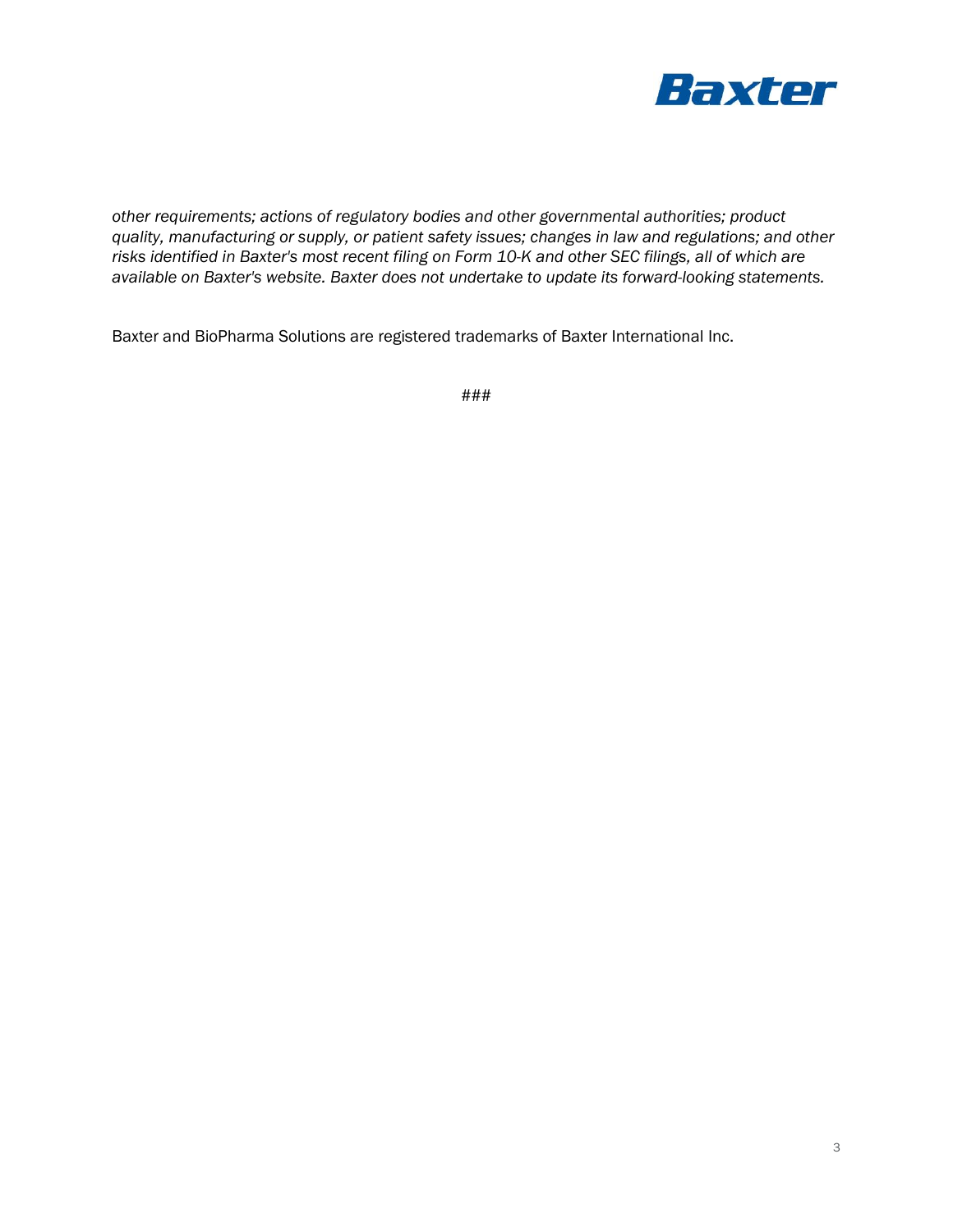*other requirements; actions of regulatory bodies and other governmental authorities; product quality, manufacturing or supply, or patient safety issues; changes in law and regulations; and other risks identified in Baxter's most recent filing on Form 10-K and other SEC filings, all of which are available on Baxter's website. Baxter does not undertake to update its forward-looking statements.*

Baxter and BioPharma Solutions are registered trademarks of Baxter International Inc.

###